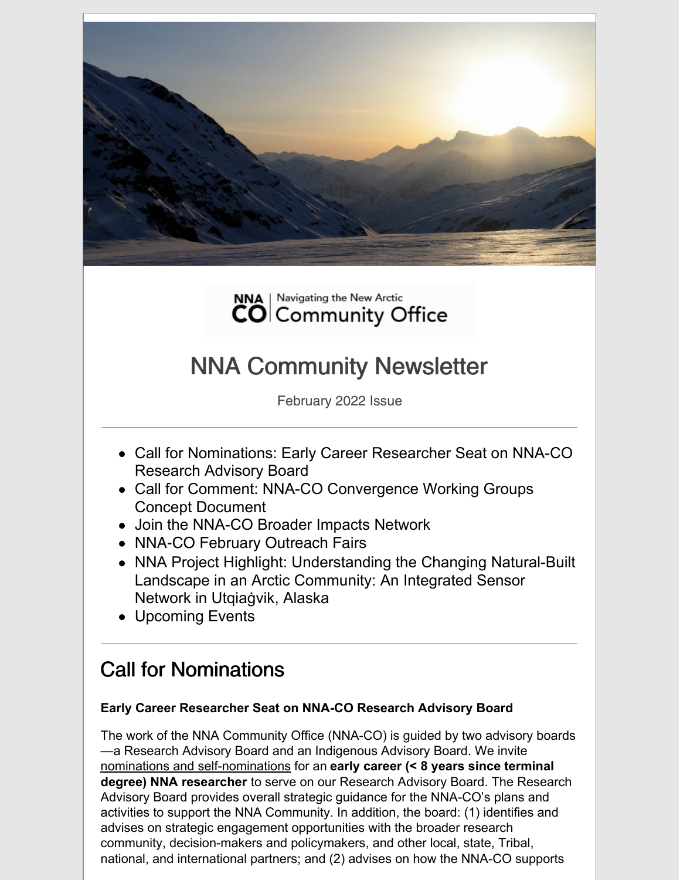NNA | Navigating the New Arctic
CO | Community Office

# NNA Community Newsletter

February 2022 Issue

---

- Call for Nominations: Early Career Researcher Seat on NNA-CO Research Advisory Board
- Call for Comment: NNA-CO Convergence Working Groups Concept Document
- Join the NNA-CO Broader Impacts Network
- NNA-CO February Outreach Fairs
- NNA Project Highlight: Understanding the Changing Natural-Built Landscape in an Arctic Community: An Integrated Sensor Network in Utqiaġvik, Alaska
- Upcoming Events

---

## Call for Nominations

**Early Career Researcher Seat on NNA-CO Research Advisory Board**

The work of the NNA Community Office (NNA-CO) is guided by two advisory boards—a Research Advisory Board and an Indigenous Advisory Board. We invite nominations and self-nominations for an **early career (< 8 years since terminal degree) NNA researcher** to serve on our Research Advisory Board. The Research Advisory Board provides overall strategic guidance for the NNA-CO's plans and activities to support the NNA Community. In addition, the board: (1) identifies and advises on strategic engagement opportunities with the broader research community, decision-makers and policymakers, and other local, state, Tribal, national, and international partners; and (2) advises on how the NNA-CO supports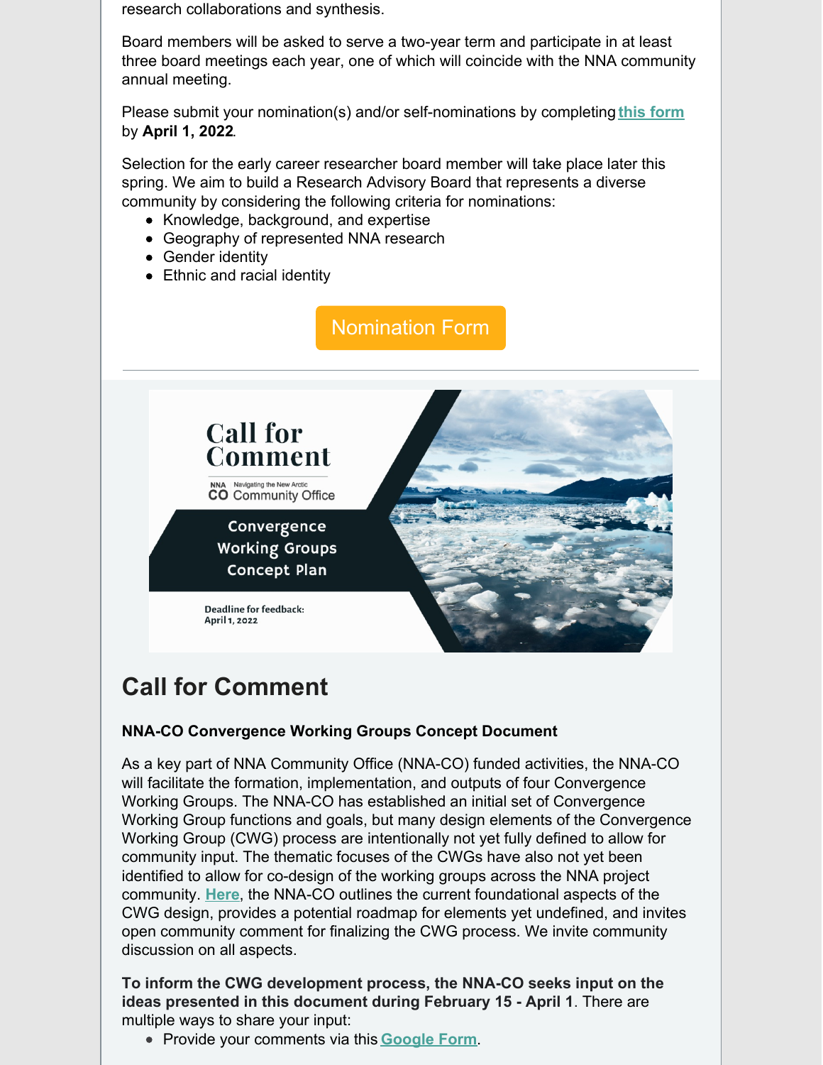research collaborations and synthesis.

Board members will be asked to serve a two-year term and participate in at least three board meetings each year, one of which will coincide with the NNA community annual meeting.

Please submit your nomination(s) and/or self-nominations by completing **this form** by **April 1, 2022**.

Selection for the early career researcher board member will take place later this spring. We aim to build a Research Advisory Board that represents a diverse community by considering the following criteria for nominations:

- Knowledge, background, and expertise
- Geography of represented NNA research
- Gender identity
- Ethnic and racial identity

Nomination Form

---

Call for Comment

NNA Navigating the New Arctic CO Community Office

Convergence Working Groups Concept Plan

Deadline for feedback: April 1, 2022

## Call for Comment

**NNA-CO Convergence Working Groups Concept Document**

As a key part of NNA Community Office (NNA-CO) funded activities, the NNA-CO will facilitate the formation, implementation, and outputs of four Convergence Working Groups. The NNA-CO has established an initial set of Convergence Working Group functions and goals, but many design elements of the Convergence Working Group (CWG) process are intentionally not yet fully defined to allow for community input. The thematic focuses of the CWGs have also not yet been identified to allow for co-design of the working groups across the NNA project community. **Here**, the NNA-CO outlines the current foundational aspects of the CWG design, provides a potential roadmap for elements yet undefined, and invites open community comment for finalizing the CWG process. We invite community discussion on all aspects.

**To inform the CWG development process, the NNA-CO seeks input on the ideas presented in this document during February 15 - April 1**. There are multiple ways to share your input:

- Provide your comments via this **Google Form**.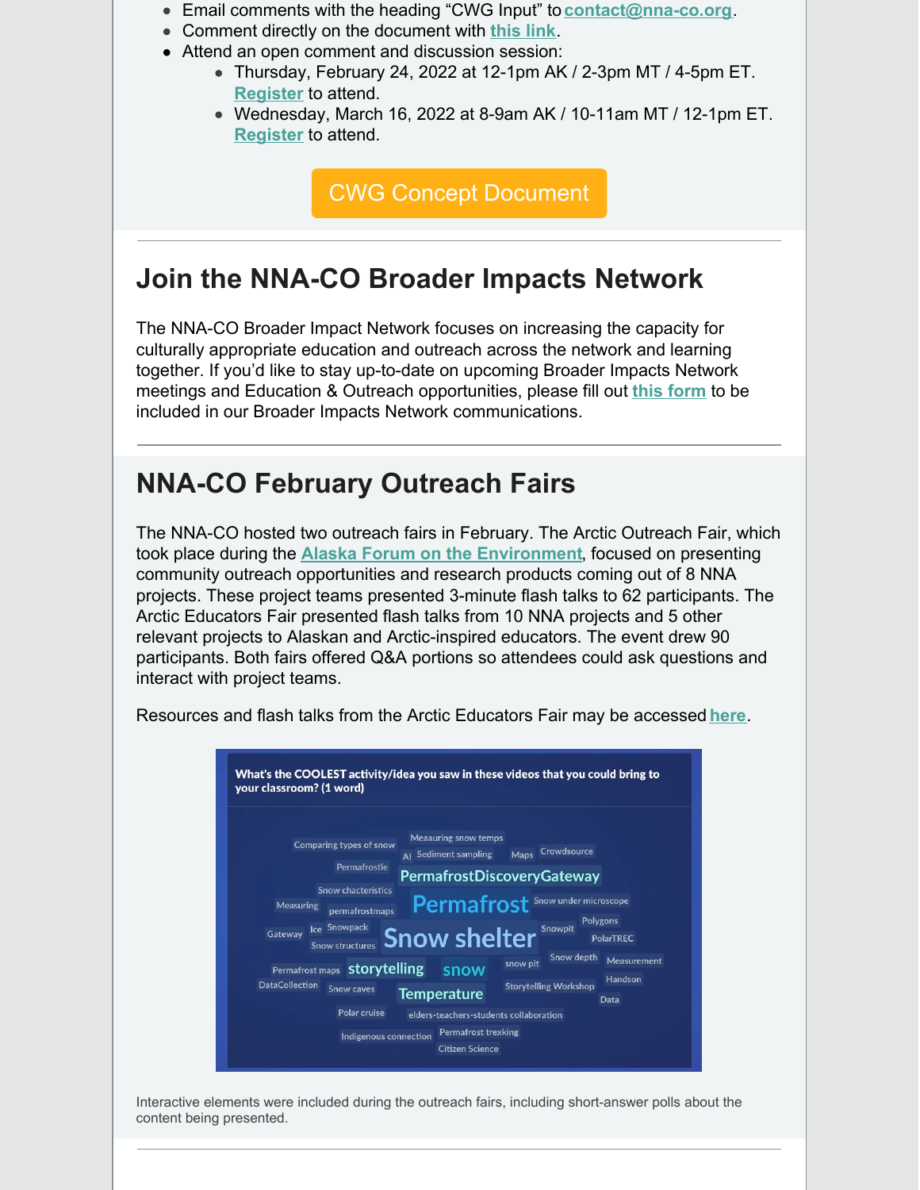- Email comments with the heading "CWG Input" to **contact@nna-co.org**.
- Comment directly on the document with **this link**.
- Attend an open comment and discussion session:
  - Thursday, February 24, 2022 at 12-1pm AK / 2-3pm MT / 4-5pm ET. **Register** to attend.
  - Wednesday, March 16, 2022 at 8-9am AK / 10-11am MT / 12-1pm ET. **Register** to attend.

CWG Concept Document

---

## Join the NNA-CO Broader Impacts Network

The NNA-CO Broader Impact Network focuses on increasing the capacity for culturally appropriate education and outreach across the network and learning together. If you'd like to stay up-to-date on upcoming Broader Impacts Network meetings and Education & Outreach opportunities, please fill out **this form** to be included in our Broader Impacts Network communications.

---

## NNA-CO February Outreach Fairs

The NNA-CO hosted two outreach fairs in February. The Arctic Outreach Fair, which took place during the **Alaska Forum on the Environment**, focused on presenting community outreach opportunities and research products coming out of 8 NNA projects. These project teams presented 3-minute flash talks to 62 participants. The Arctic Educators Fair presented flash talks from 10 NNA projects and 5 other relevant projects to Alaskan and Arctic-inspired educators. The event drew 90 participants. Both fairs offered Q&A portions so attendees could ask questions and interact with project teams.

Resources and flash talks from the Arctic Educators Fair may be accessed **here**.

Interactive elements were included during the outreach fairs, including short-answer polls about the content being presented.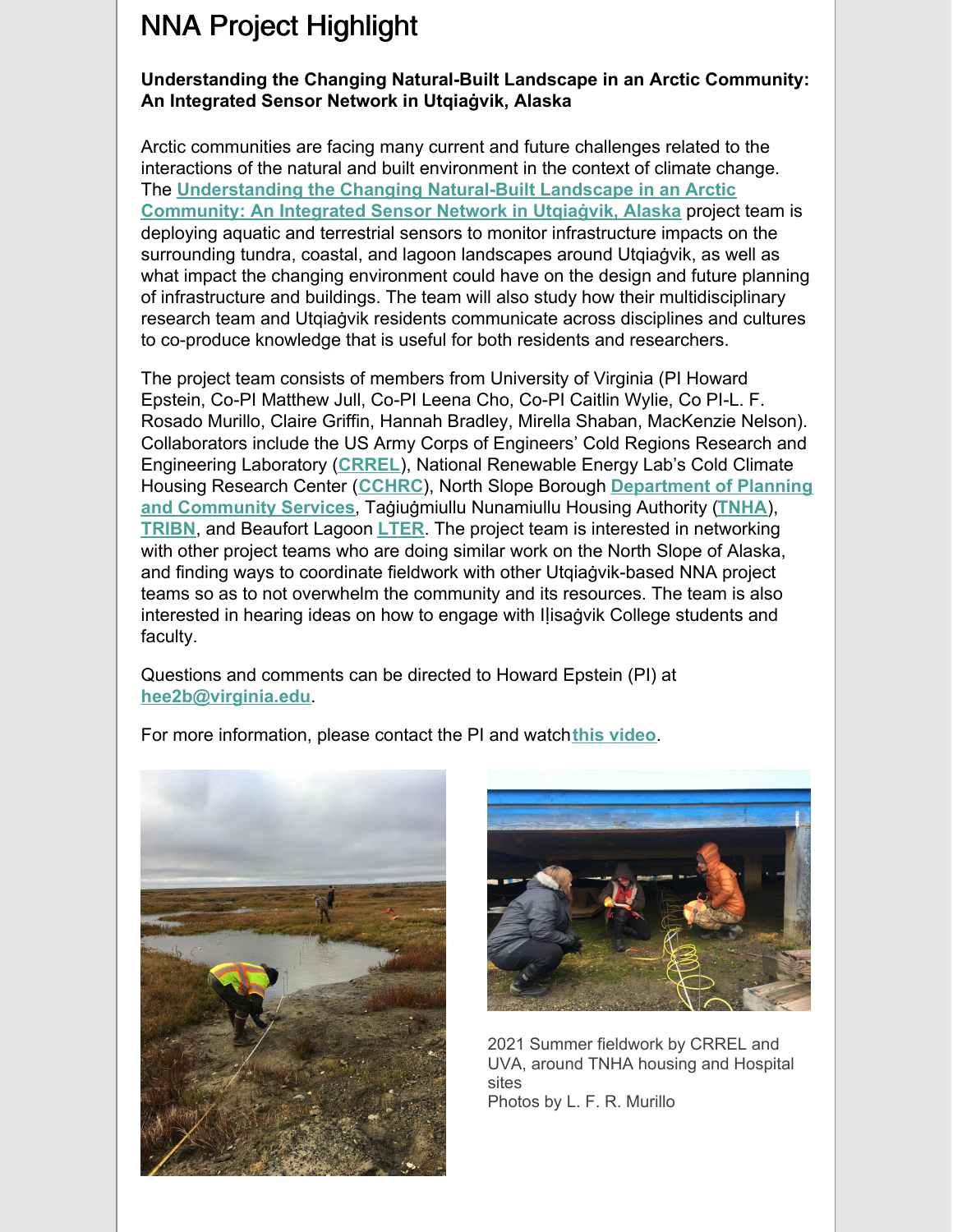# NNA Project Highlight

**Understanding the Changing Natural-Built Landscape in an Arctic Community: An Integrated Sensor Network in Utqiaġvik, Alaska**

Arctic communities are facing many current and future challenges related to the interactions of the natural and built environment in the context of climate change. The **Understanding the Changing Natural-Built Landscape in an Arctic Community: An Integrated Sensor Network in Utqiaġvik, Alaska** project team is deploying aquatic and terrestrial sensors to monitor infrastructure impacts on the surrounding tundra, coastal, and lagoon landscapes around Utqiaġvik, as well as what impact the changing environment could have on the design and future planning of infrastructure and buildings. The team will also study how their multidisciplinary research team and Utqiaġvik residents communicate across disciplines and cultures to co-produce knowledge that is useful for both residents and researchers.

The project team consists of members from University of Virginia (PI Howard Epstein, Co-PI Matthew Jull, Co-PI Leena Cho, Co-PI Caitlin Wylie, Co PI-L. F. Rosado Murillo, Claire Griffin, Hannah Bradley, Mirella Shaban, MacKenzie Nelson). Collaborators include the US Army Corps of Engineers' Cold Regions Research and Engineering Laboratory (**CRREL**), National Renewable Energy Lab's Cold Climate Housing Research Center (**CCHRC**), North Slope Borough **Department of Planning and Community Services**, Taġiuġmiullu Nunamiullu Housing Authority (**TNHA**), **TRIBN**, and Beaufort Lagoon **LTER**. The project team is interested in networking with other project teams who are doing similar work on the North Slope of Alaska, and finding ways to coordinate fieldwork with other Utqiaġvik-based NNA project teams so as to not overwhelm the community and its resources. The team is also interested in hearing ideas on how to engage with Iḷisaġvik College students and faculty.

Questions and comments can be directed to Howard Epstein (PI) at **hee2b@virginia.edu**.

For more information, please contact the PI and watch **this video**.

2021 Summer fieldwork by CRREL and UVA, around TNHA housing and Hospital sites
Photos by L. F. R. Murillo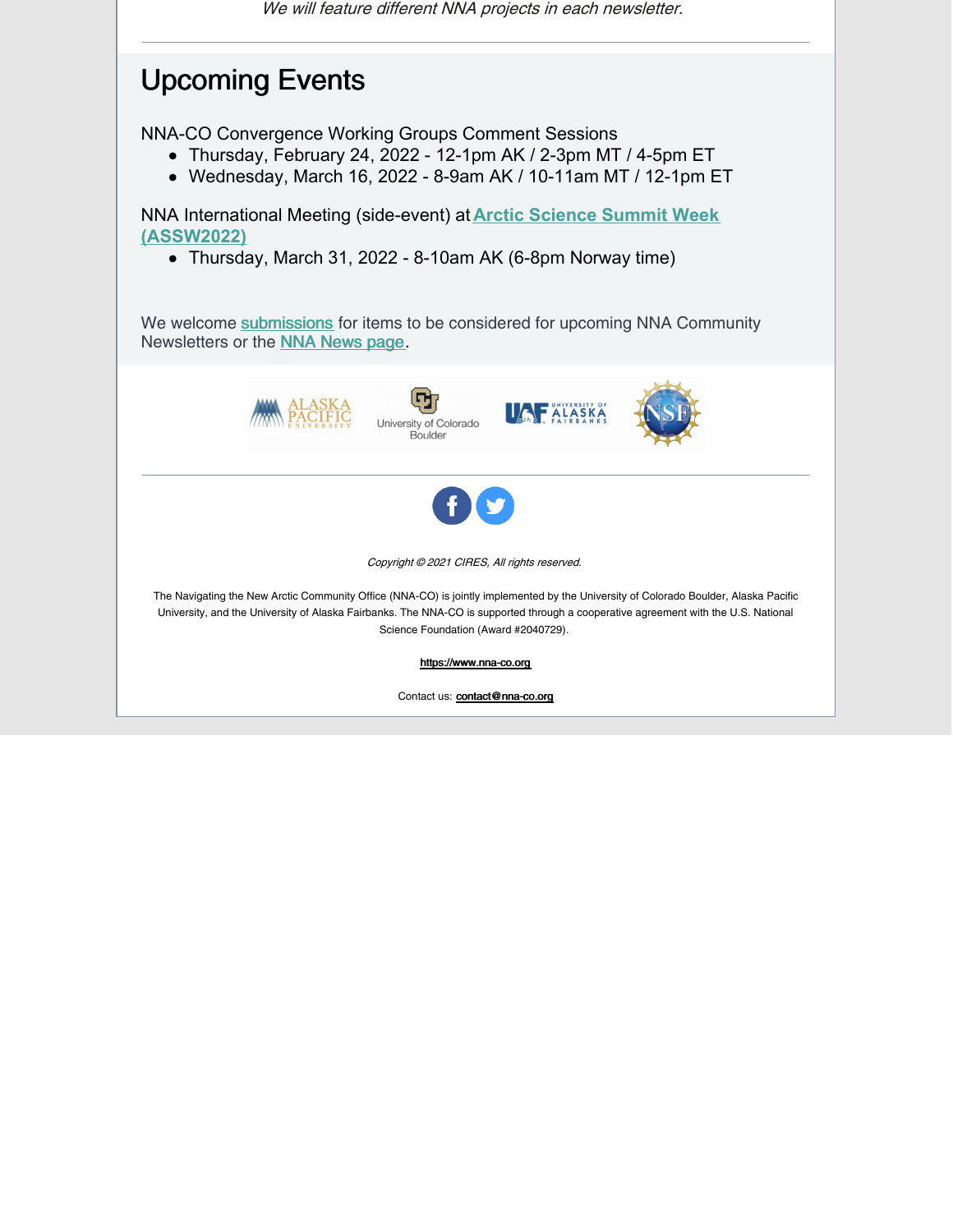*We will feature different NNA projects in each newsletter.*

---

## Upcoming Events

NNA-CO Convergence Working Groups Comment Sessions

- Thursday, February 24, 2022 - 12-1pm AK / 2-3pm MT / 4-5pm ET
- Wednesday, March 16, 2022 - 8-9am AK / 10-11am MT / 12-1pm ET

NNA International Meeting (side-event) at **Arctic Science Summit Week (ASSW2022)**

- Thursday, March 31, 2022 - 8-10am AK (6-8pm Norway time)

We welcome submissions for items to be considered for upcoming NNA Community Newsletters or the **NNA News page**.

---

*Copyright © 2021 CIRES, All rights reserved.*

The Navigating the New Arctic Community Office (NNA-CO) is jointly implemented by the University of Colorado Boulder, Alaska Pacific University, and the University of Alaska Fairbanks. The NNA-CO is supported through a cooperative agreement with the U.S. National Science Foundation (Award #2040729).

**https://www.nna-co.org**

Contact us: **contact@nna-co.org**